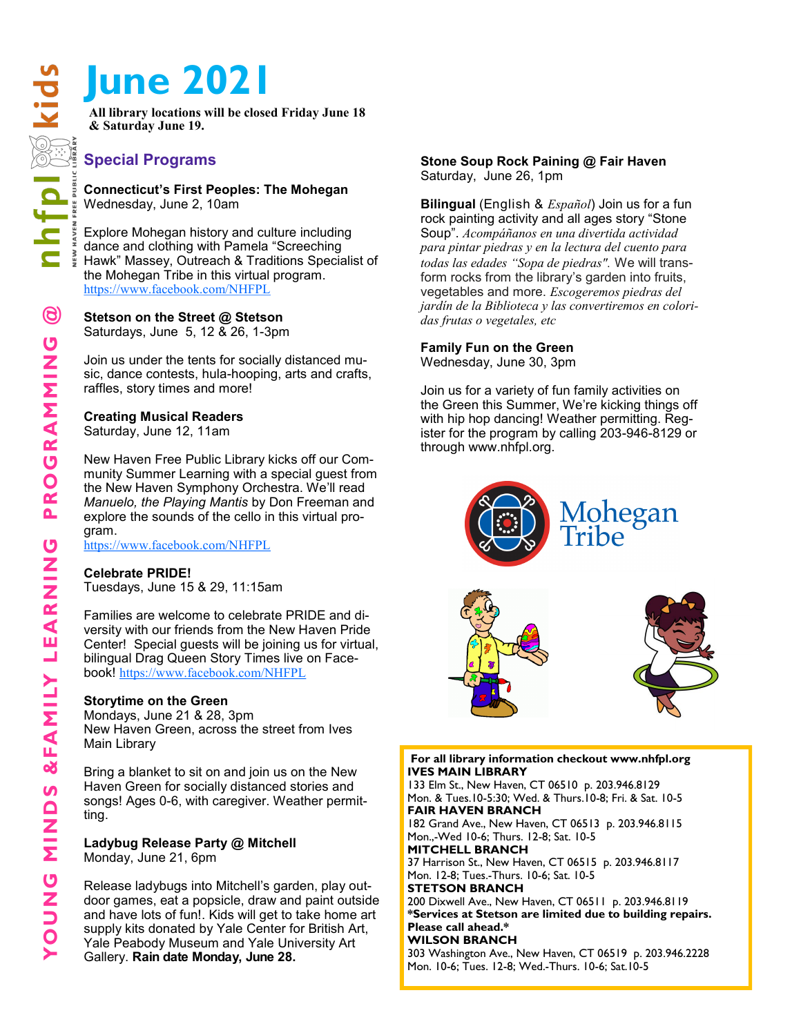# June 2021

**All library locations will be closed Friday June 18 & Saturday June 19.**

## Special Programs

**Connecticut's First Peoples: The Mohegan**
Wednesday, June 2, 10am

Explore Mohegan history and culture including dance and clothing with Pamela "Screeching Hawk" Massey, Outreach & Traditions Specialist of the Mohegan Tribe in this virtual program.
https://www.facebook.com/NHFPL

**Stetson on the Street @ Stetson**
Saturdays, June 5, 12 & 26, 1-3pm

Join us under the tents for socially distanced music, dance contests, hula-hooping, arts and crafts, raffles, story times and more!

**Creating Musical Readers**
Saturday, June 12, 11am

New Haven Free Public Library kicks off our Community Summer Learning with a special guest from the New Haven Symphony Orchestra. We'll read *Manuelo, the Playing Mantis* by Don Freeman and explore the sounds of the cello in this virtual program.
https://www.facebook.com/NHFPL

**Celebrate PRIDE!**
Tuesdays, June 15 & 29, 11:15am

Families are welcome to celebrate PRIDE and diversity with our friends from the New Haven Pride Center! Special guests will be joining us for virtual, bilingual Drag Queen Story Times live on Facebook! https://www.facebook.com/NHFPL

**Storytime on the Green**
Mondays, June 21 & 28, 3pm
New Haven Green, across the street from Ives Main Library

Bring a blanket to sit on and join us on the New Haven Green for socially distanced stories and songs! Ages 0-6, with caregiver. Weather permitting.

**Ladybug Release Party @ Mitchell**
Monday, June 21, 6pm

Release ladybugs into Mitchell's garden, play outdoor games, eat a popsicle, draw and paint outside and have lots of fun!. Kids will get to take home art supply kits donated by Yale Center for British Art, Yale Peabody Museum and Yale University Art Gallery. **Rain date Monday, June 28.**

**Stone Soup Rock Paining @ Fair Haven**
Saturday, June 26, 1pm

**Bilingual** (English & *Español*) Join us for a fun rock painting activity and all ages story "Stone Soup". *Acompáñanos en una divertida actividad para pintar piedras y en la lectura del cuento para todas las edades "Sopa de piedras".* We will transform rocks from the library's garden into fruits, vegetables and more. *Escogeremos piedras del jardín de la Biblioteca y las convertiremos en coloridas frutas o vegetales, etc*

**Family Fun on the Green**
Wednesday, June 30, 3pm

Join us for a variety of fun family activities on the Green this Summer, We're kicking things off with hip hop dancing! Weather permitting. Register for the program by calling 203-946-8129 or through www.nhfpl.org.

**For all library information checkout www.nhfpl.org**

**IVES MAIN LIBRARY**
133 Elm St., New Haven, CT 06510 p. 203.946.8129
Mon. & Tues.10-5:30; Wed. & Thurs.10-8; Fri. & Sat. 10-5

**FAIR HAVEN BRANCH**
182 Grand Ave., New Haven, CT 06513 p. 203.946.8115
Mon.,-Wed 10-6; Thurs. 12-8; Sat. 10-5

**MITCHELL BRANCH**
37 Harrison St., New Haven, CT 06515 p. 203.946.8117
Mon. 12-8; Tues.-Thurs. 10-6; Sat. 10-5

**STETSON BRANCH**
200 Dixwell Ave., New Haven, CT 06511 p. 203.946.8119
**\*Services at Stetson are limited due to building repairs. Please call ahead.\***

**WILSON BRANCH**
303 Washington Ave., New Haven, CT 06519 p. 203.946.2228
Mon. 10-6; Tues. 12-8; Wed.-Thurs. 10-6; Sat.10-5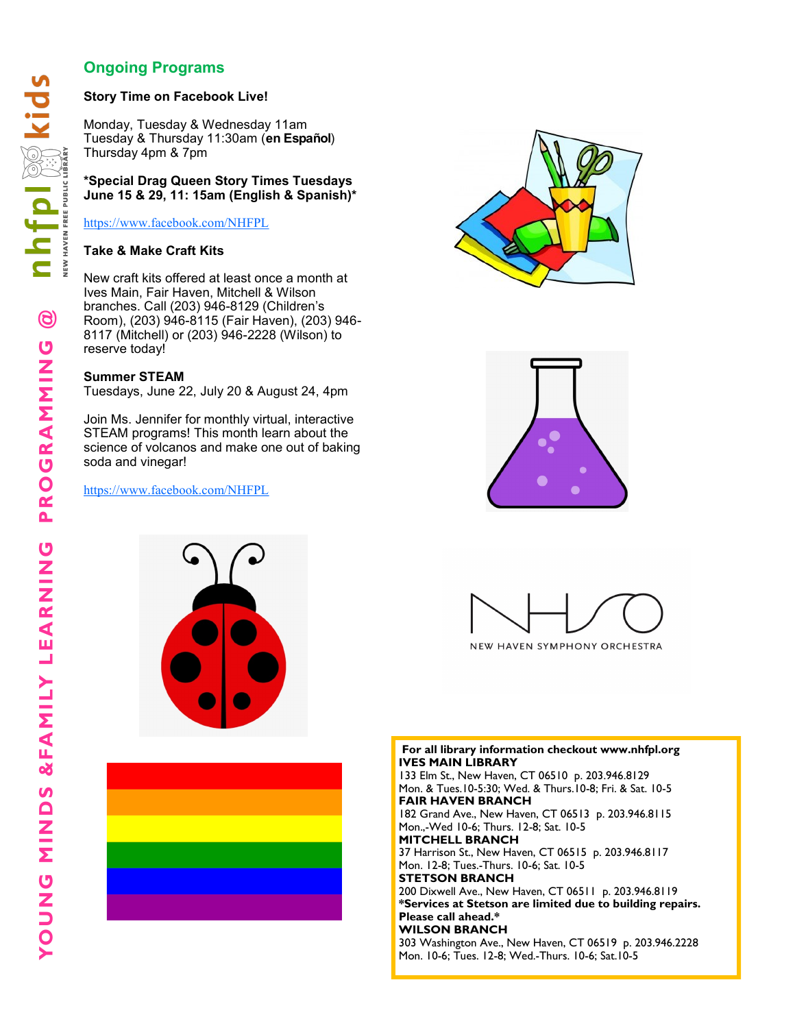## Ongoing Programs

**Story Time on Facebook Live!**

Monday, Tuesday & Wednesday 11am
Tuesday & Thursday 11:30am (**en Español**)
Thursday 4pm & 7pm

**\*Special Drag Queen Story Times Tuesdays June 15 & 29, 11: 15am (English & Spanish)\***

https://www.facebook.com/NHFPL

**Take & Make Craft Kits**

New craft kits offered at least once a month at Ives Main, Fair Haven, Mitchell & Wilson branches. Call (203) 946-8129 (Children's Room), (203) 946-8115 (Fair Haven), (203) 946-8117 (Mitchell) or (203) 946-2228 (Wilson) to reserve today!

**Summer STEAM**
Tuesdays, June 22, July 20 & August 24, 4pm

Join Ms. Jennifer for monthly virtual, interactive STEAM programs! This month learn about the science of volcanos and make one out of baking soda and vinegar!

https://www.facebook.com/NHFPL

NHSO
NEW HAVEN SYMPHONY ORCHESTRA

**For all library information checkout www.nhfpl.org**

**IVES MAIN LIBRARY**
133 Elm St., New Haven, CT 06510 p. 203.946.8129
Mon. & Tues.10-5:30; Wed. & Thurs.10-8; Fri. & Sat. 10-5

**FAIR HAVEN BRANCH**
182 Grand Ave., New Haven, CT 06513 p. 203.946.8115
Mon.,-Wed 10-6; Thurs. 12-8; Sat. 10-5

**MITCHELL BRANCH**
37 Harrison St., New Haven, CT 06515 p. 203.946.8117
Mon. 12-8; Tues.-Thurs. 10-6; Sat. 10-5

**STETSON BRANCH**
200 Dixwell Ave., New Haven, CT 06511 p. 203.946.8119
**\*Services at Stetson are limited due to building repairs. Please call ahead.\***

**WILSON BRANCH**
303 Washington Ave., New Haven, CT 06519 p. 203.946.2228
Mon. 10-6; Tues. 12-8; Wed.-Thurs. 10-6; Sat.10-5

nhfpl kids NEW HAVEN FREE PUBLIC LIBRARY
YOUNG MINDS &FAMILY LEARNING PROGRAMMING @